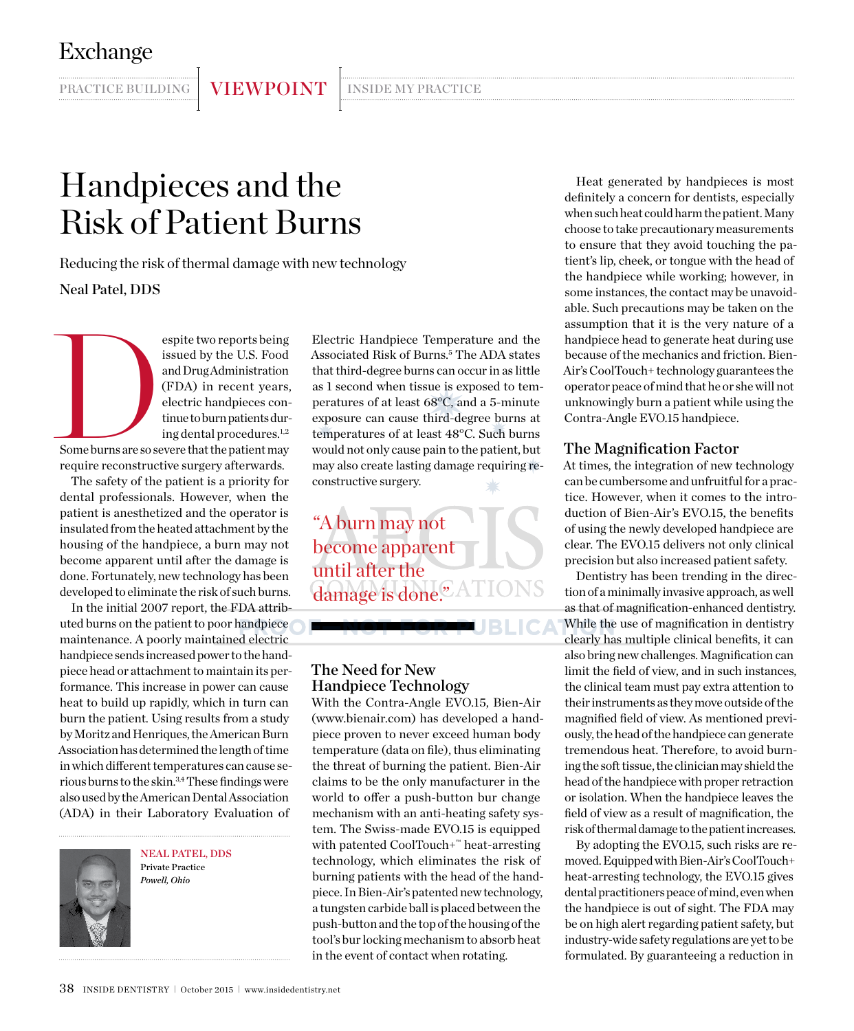Exchange

PRACTICE BUILDING | VIEWPOINT | INSIDE MY PRACTICE

# Handpieces and the Risk of Patient Burns

Reducing the risk of thermal damage with new technology

Neal Patel, DDS

Despite two reports being issued by the U.S. Food and Drug Administration (FDA) in recent years, electric handpieces continue to burn patients during dental procedures.[1,2] Some burns are so severe that the patient may require reconstructive surgery afterwards.

The safety of the patient is a priority for dental professionals. However, when the patient is anesthetized and the operator is insulated from the heated attachment by the housing of the handpiece, a burn may not become apparent until after the damage is done. Fortunately, new technology has been developed to eliminate the risk of such burns.

In the initial 2007 report, the FDA attributed burns on the patient to poor handpiece maintenance. A poorly maintained electric handpiece sends increased power to the handpiece head or attachment to maintain its performance. This increase in power can cause heat to build up rapidly, which in turn can burn the patient. Using results from a study by Moritz and Henriques, the American Burn Association has determined the length of time in which different temperatures can cause serious burns to the skin.[3,4] These findings were also used by the American Dental Association (ADA) in their Laboratory Evaluation of Electric Handpiece Temperature and the Associated Risk of Burns.[5] The ADA states that third-degree burns can occur in as little as 1 second when tissue is exposed to temperatures of at least 68°C, and a 5-minute exposure can cause third-degree burns at temperatures of at least 48°C. Such burns would not only cause pain to the patient, but may also create lasting damage requiring reconstructive surgery.

> "A burn may not become apparent until after the damage is done."

**NEAL PATEL, DDS**
Private Practice
*Powell, Ohio*

## The Need for New Handpiece Technology

With the Contra-Angle EVO.15, Bien-Air (www.bienair.com) has developed a handpiece proven to never exceed human body temperature (data on file), thus eliminating the threat of burning the patient. Bien-Air claims to be the only manufacturer in the world to offer a push-button bur change mechanism with an anti-heating safety system. The Swiss-made EVO.15 is equipped with patented CoolTouch+™ heat-arresting technology, which eliminates the risk of burning patients with the head of the handpiece. In Bien-Air's patented new technology, a tungsten carbide ball is placed between the push-button and the top of the housing of the tool's bur locking mechanism to absorb heat in the event of contact when rotating.

Heat generated by handpieces is most definitely a concern for dentists, especially when such heat could harm the patient. Many choose to take precautionary measurements to ensure that they avoid touching the patient's lip, cheek, or tongue with the head of the handpiece while working; however, in some instances, the contact may be unavoidable. Such precautions may be taken on the assumption that it is the very nature of a handpiece head to generate heat during use because of the mechanics and friction. Bien-Air's CoolTouch+ technology guarantees the operator peace of mind that he or she will not unknowingly burn a patient while using the Contra-Angle EVO.15 handpiece.

## The Magnification Factor

At times, the integration of new technology can be cumbersome and unfruitful for a practice. However, when it comes to the introduction of Bien-Air's EVO.15, the benefits of using the newly developed handpiece are clear. The EVO.15 delivers not only clinical precision but also increased patient safety.

Dentistry has been trending in the direction of a minimally invasive approach, as well as that of magnification-enhanced dentistry. While the use of magnification in dentistry clearly has multiple clinical benefits, it can also bring new challenges. Magnification can limit the field of view, and in such instances, the clinical team must pay extra attention to their instruments as they move outside of the magnified field of view. As mentioned previously, the head of the handpiece can generate tremendous heat. Therefore, to avoid burning the soft tissue, the clinician may shield the head of the handpiece with proper retraction or isolation. When the handpiece leaves the field of view as a result of magnification, the risk of thermal damage to the patient increases.

By adopting the EVO.15, such risks are removed. Equipped with Bien-Air's CoolTouch+ heat-arresting technology, the EVO.15 gives dental practitioners peace of mind, even when the handpiece is out of sight. The FDA may be on high alert regarding patient safety, but industry-wide safety regulations are yet to be formulated. By guaranteeing a reduction in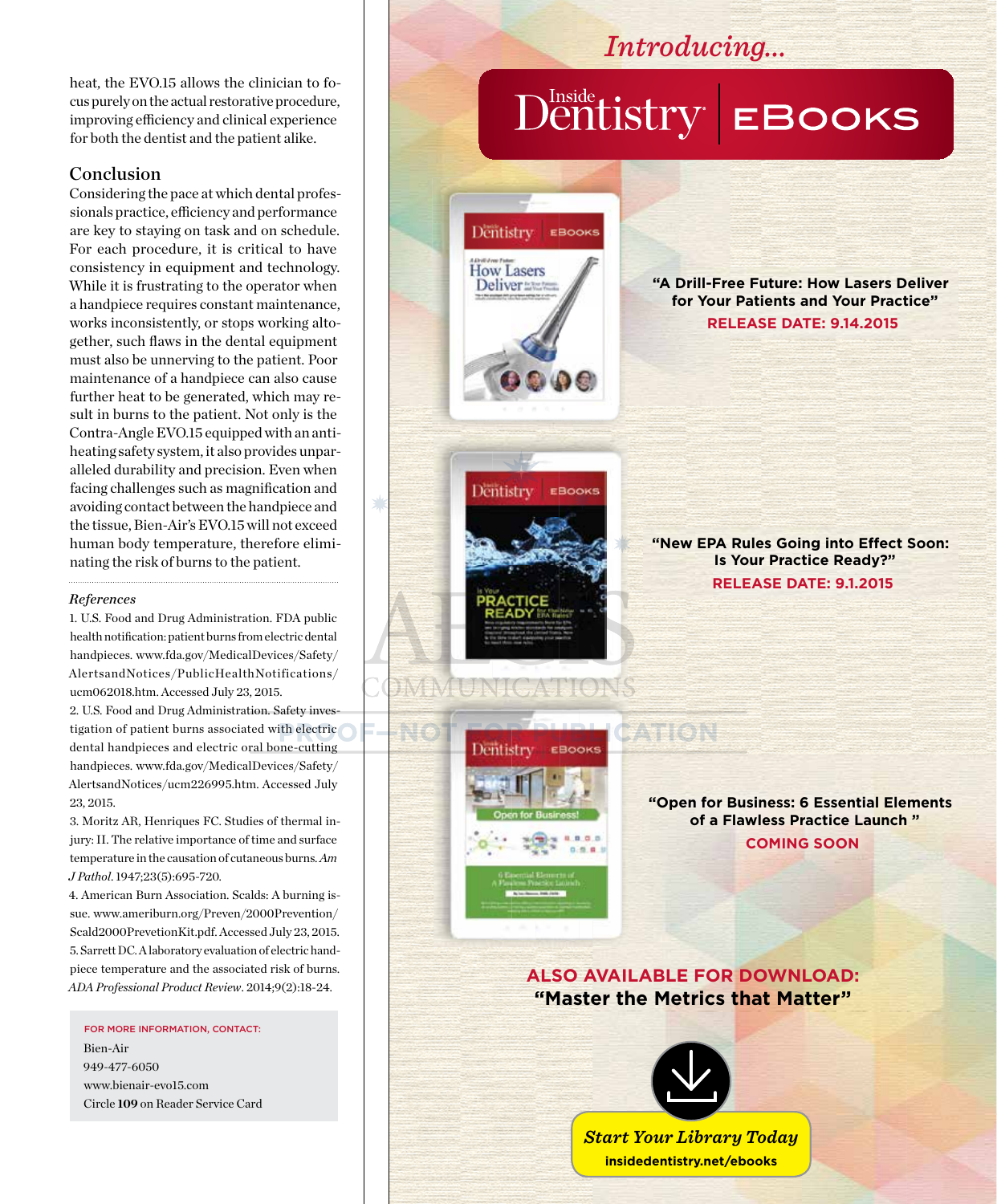heat, the EVO.15 allows the clinician to focus purely on the actual restorative procedure, improving efficiency and clinical experience for both the dentist and the patient alike.

## Conclusion

Considering the pace at which dental professionals practice, efficiency and performance are key to staying on task and on schedule. For each procedure, it is critical to have consistency in equipment and technology. While it is frustrating to the operator when a handpiece requires constant maintenance, works inconsistently, or stops working altogether, such flaws in the dental equipment must also be unnerving to the patient. Poor maintenance of a handpiece can also cause further heat to be generated, which may result in burns to the patient. Not only is the Contra-Angle EVO.15 equipped with an anti-heating safety system, it also provides unparalleled durability and precision. Even when facing challenges such as magnification and avoiding contact between the handpiece and the tissue, Bien-Air's EVO.15 will not exceed human body temperature, therefore eliminating the risk of burns to the patient.

### *References*

1. U.S. Food and Drug Administration. FDA public health notification: patient burns from electric dental handpieces. www.fda.gov/MedicalDevices/Safety/AlertsandNotices/PublicHealthNotifications/ucm062018.htm. Accessed July 23, 2015.
2. U.S. Food and Drug Administration. Safety investigation of patient burns associated with electric dental handpieces and electric oral bone-cutting handpieces. www.fda.gov/MedicalDevices/Safety/AlertsandNotices/ucm226995.htm. Accessed July 23, 2015.
3. Moritz AR, Henriques FC. Studies of thermal injury: II. The relative importance of time and surface temperature in the causation of cutaneous burns. *Am J Pathol*. 1947;23(5):695-720.
4. American Burn Association. Scalds: A burning issue. www.ameriburn.org/Preven/2000Prevention/Scald2000PrevetionKit.pdf. Accessed July 23, 2015.
5. Sarrett DC. A laboratory evaluation of electric handpiece temperature and the associated risk of burns. *ADA Professional Product Review*. 2014;9(2):18-24.

FOR MORE INFORMATION, CONTACT:
Bien-Air
949-477-6050
www.bienair-evo15.com
Circle **109** on Reader Service Card

*Introducing...*

# Inside Dentistry | EBOOKS

**"A Drill-Free Future: How Lasers Deliver for Your Patients and Your Practice"**
**RELEASE DATE: 9.14.2015**

**"New EPA Rules Going into Effect Soon: Is Your Practice Ready?"**
**RELEASE DATE: 9.1.2015**

**"Open for Business: 6 Essential Elements of a Flawless Practice Launch"**
**COMING SOON**

**ALSO AVAILABLE FOR DOWNLOAD:**
**"Master the Metrics that Matter"**

*Start Your Library Today*
**insidedentistry.net/ebooks**